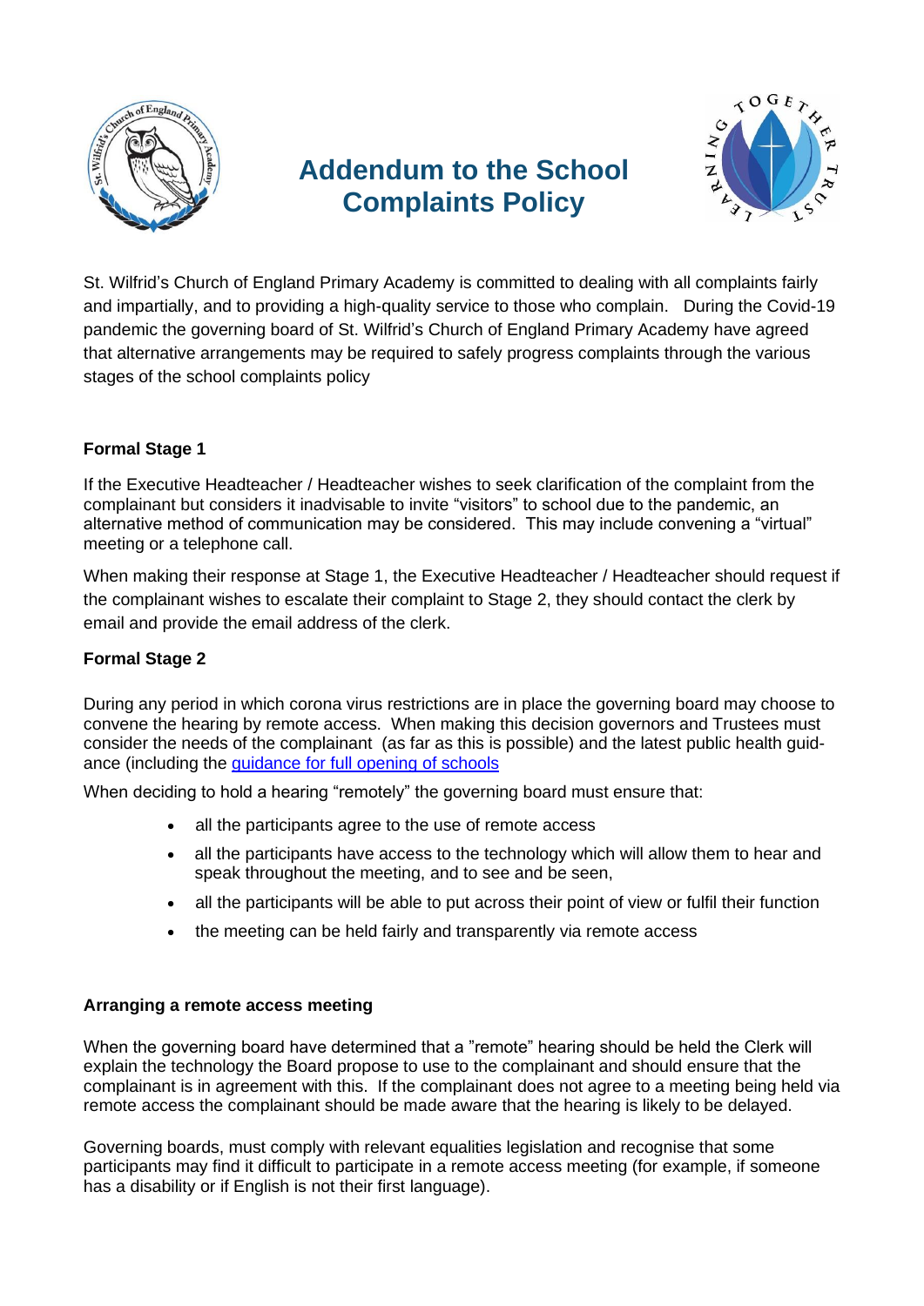# Addendum to the School Complaints Policy

St. Wilfrid's Church of England Primary Academy is committed to dealing with all complaints fairly and impartially, and to providing a high-quality service to those who complain. During the Covid-19 pandemic the governing board of St. Wilfrid's Church of England Primary Academy have agreed that alternative arrangements may be required to safely progress complaints through the various stages of the school complaints policy

**Formal Stage 1**

If the Executive Headteacher / Headteacher wishes to seek clarification of the complaint from the complainant but considers it inadvisable to invite "visitors" to school due to the pandemic, an alternative method of communication may be considered. This may include convening a "virtual" meeting or a telephone call.

When making their response at Stage 1, the Executive Headteacher / Headteacher should request if the complainant wishes to escalate their complaint to Stage 2, they should contact the clerk by email and provide the email address of the clerk.

**Formal Stage 2**

During any period in which corona virus restrictions are in place the governing board may choose to convene the hearing by remote access. When making this decision governors and Trustees must consider the needs of the complainant (as far as this is possible) and the latest public health guidance (including the guidance for full opening of schools

When deciding to hold a hearing "remotely" the governing board must ensure that:

- all the participants agree to the use of remote access
- all the participants have access to the technology which will allow them to hear and speak throughout the meeting, and to see and be seen,
- all the participants will be able to put across their point of view or fulfil their function
- the meeting can be held fairly and transparently via remote access

**Arranging a remote access meeting**

When the governing board have determined that a "remote" hearing should be held the Clerk will explain the technology the Board propose to use to the complainant and should ensure that the complainant is in agreement with this. If the complainant does not agree to a meeting being held via remote access the complainant should be made aware that the hearing is likely to be delayed.

Governing boards, must comply with relevant equalities legislation and recognise that some participants may find it difficult to participate in a remote access meeting (for example, if someone has a disability or if English is not their first language).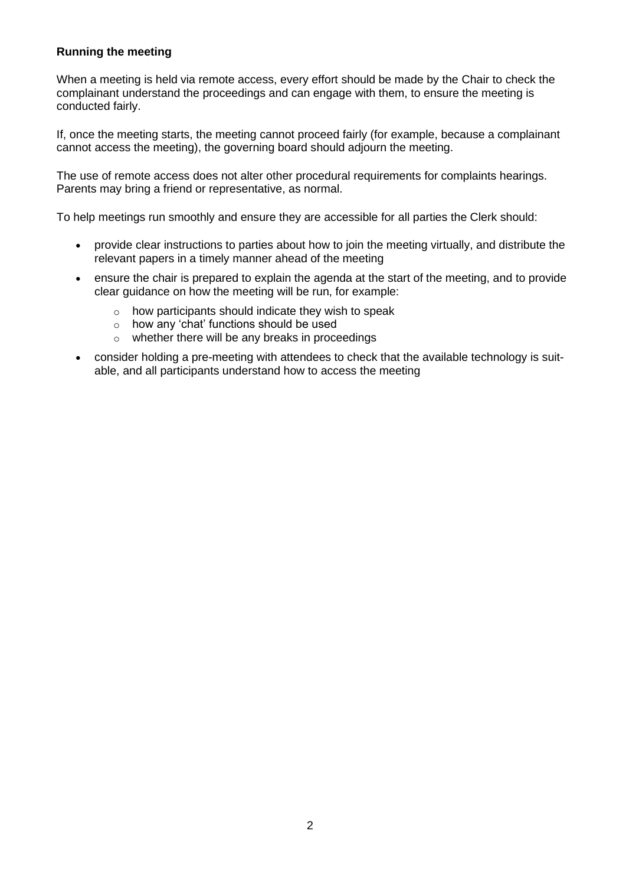**Running the meeting**

When a meeting is held via remote access, every effort should be made by the Chair to check the complainant understand the proceedings and can engage with them, to ensure the meeting is conducted fairly.

If, once the meeting starts, the meeting cannot proceed fairly (for example, because a complainant cannot access the meeting), the governing board should adjourn the meeting.

The use of remote access does not alter other procedural requirements for complaints hearings. Parents may bring a friend or representative, as normal.

To help meetings run smoothly and ensure they are accessible for all parties the Clerk should:

- provide clear instructions to parties about how to join the meeting virtually, and distribute the relevant papers in a timely manner ahead of the meeting
- ensure the chair is prepared to explain the agenda at the start of the meeting, and to provide clear guidance on how the meeting will be run, for example:
  - how participants should indicate they wish to speak
  - how any 'chat' functions should be used
  - whether there will be any breaks in proceedings
- consider holding a pre-meeting with attendees to check that the available technology is suitable, and all participants understand how to access the meeting